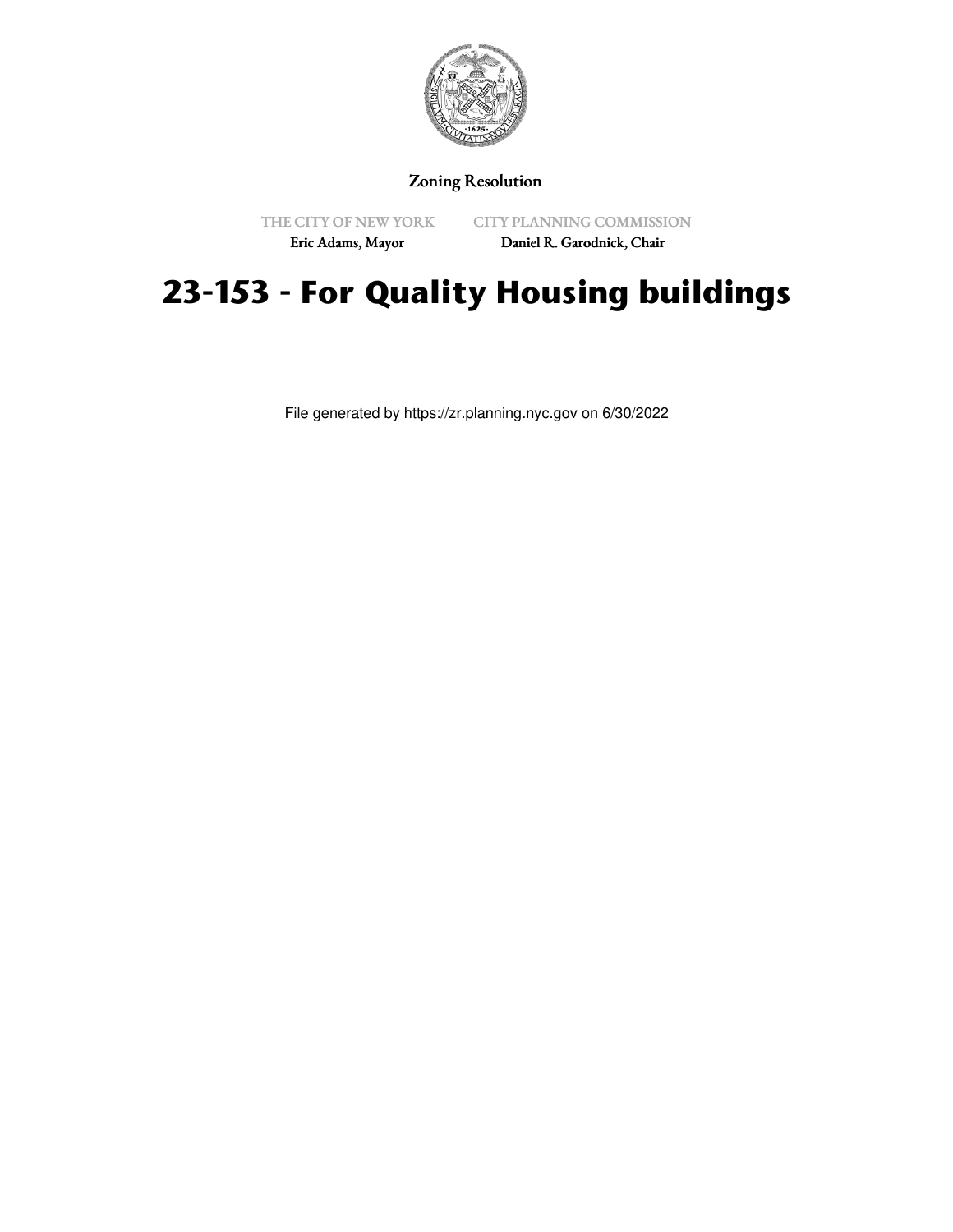Zoning Resolution

THE CITY OF NEW YORK
Eric Adams, Mayor

CITY PLANNING COMMISSION
Daniel R. Garodnick, Chair

# 23-153 - For Quality Housing buildings

File generated by https://zr.planning.nyc.gov on 6/30/2022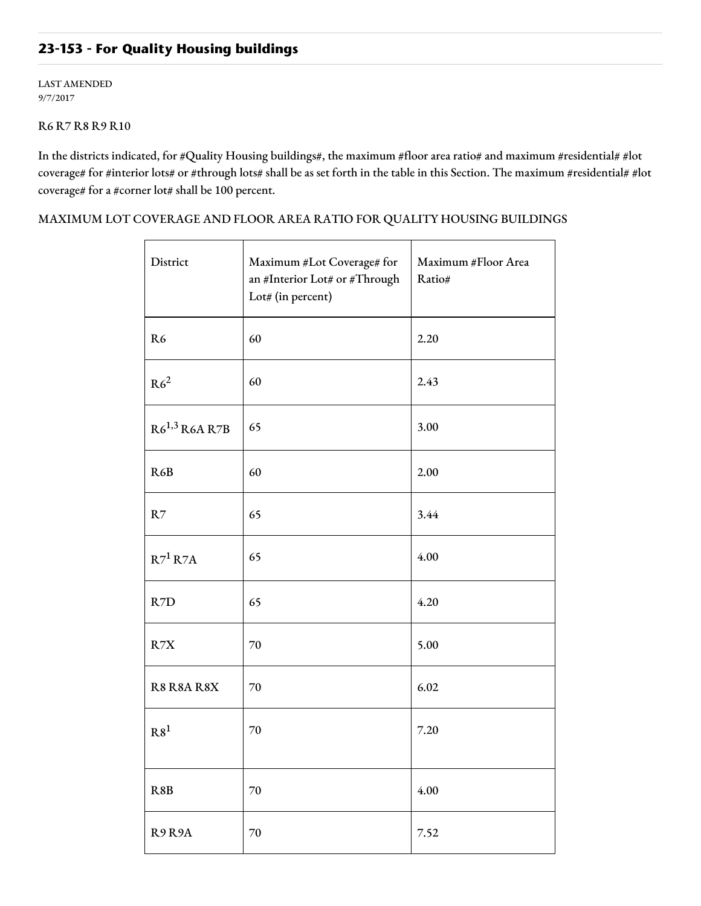## 23-153 - For Quality Housing buildings

LAST AMENDED
9/7/2017

R6 R7 R8 R9 R10

In the districts indicated, for #Quality Housing buildings#, the maximum #floor area ratio# and maximum #residential# #lot coverage# for #interior lots# or #through lots# shall be as set forth in the table in this Section. The maximum #residential# #lot coverage# for a #corner lot# shall be 100 percent.

MAXIMUM LOT COVERAGE AND FLOOR AREA RATIO FOR QUALITY HOUSING BUILDINGS

| District | Maximum #Lot Coverage# for an #Interior Lot# or #Through Lot# (in percent) | Maximum #Floor Area Ratio# |
|---|---|---|
| R6 | 60 | 2.20 |
| R6[2] | 60 | 2.43 |
| R6[1,3] R6A R7B | 65 | 3.00 |
| R6B | 60 | 2.00 |
| R7 | 65 | 3.44 |
| R7[1] R7A | 65 | 4.00 |
| R7D | 65 | 4.20 |
| R7X | 70 | 5.00 |
| R8 R8A R8X | 70 | 6.02 |
| R8[1] | 70 | 7.20 |
| R8B | 70 | 4.00 |
| R9 R9A | 70 | 7.52 |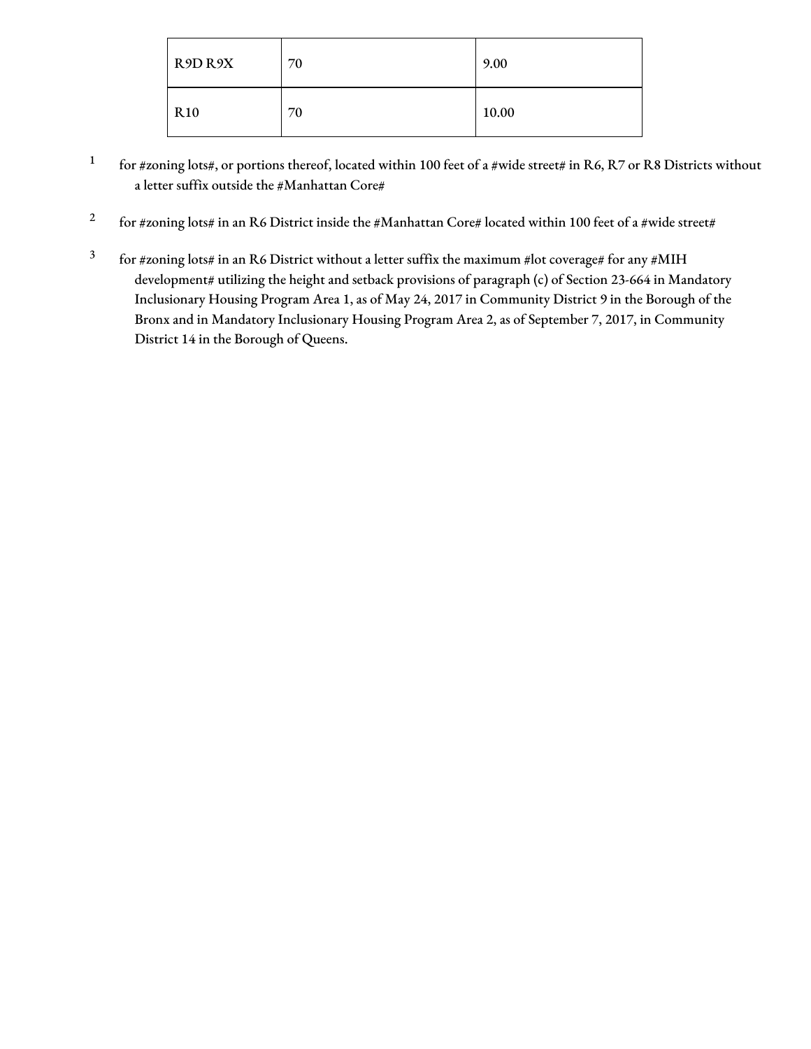| | | |
|---|---|---|
| R9D R9X | 70 | 9.00 |
| R10 | 70 | 10.00 |

[1] for #zoning lots#, or portions thereof, located within 100 feet of a #wide street# in R6, R7 or R8 Districts without a letter suffix outside the #Manhattan Core#

[2] for #zoning lots# in an R6 District inside the #Manhattan Core# located within 100 feet of a #wide street#

[3] for #zoning lots# in an R6 District without a letter suffix the maximum #lot coverage# for any #MIH development# utilizing the height and setback provisions of paragraph (c) of Section 23-664 in Mandatory Inclusionary Housing Program Area 1, as of May 24, 2017 in Community District 9 in the Borough of the Bronx and in Mandatory Inclusionary Housing Program Area 2, as of September 7, 2017, in Community District 14 in the Borough of Queens.